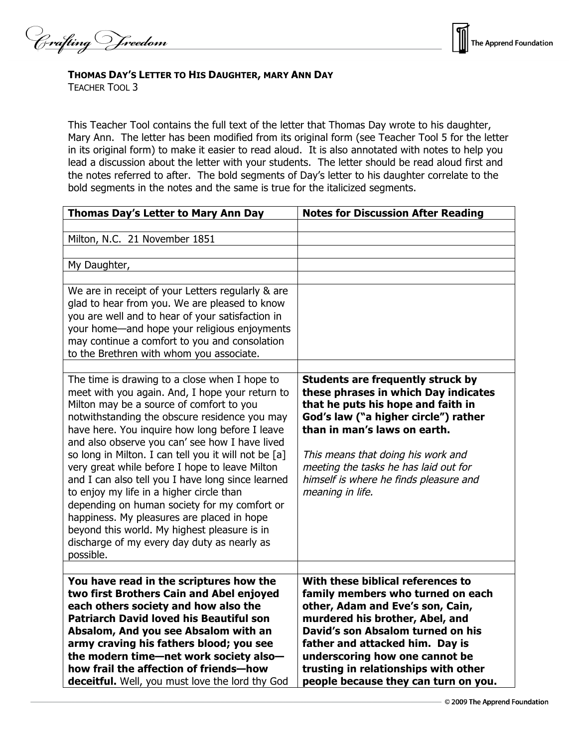**THOMAS DAY'S LETTER TO HIS DAUGHTER, MARY ANN DAY**
TEACHER TOOL 3

This Teacher Tool contains the full text of the letter that Thomas Day wrote to his daughter, Mary Ann. The letter has been modified from its original form (see Teacher Tool 5 for the letter in its original form) to make it easier to read aloud. It is also annotated with notes to help you lead a discussion about the letter with your students. The letter should be read aloud first and the notes referred to after. The bold segments of Day's letter to his daughter correlate to the bold segments in the notes and the same is true for the italicized segments.

| Thomas Day's Letter to Mary Ann Day | Notes for Discussion After Reading |
|---|---|
| | |
| Milton, N.C. 21 November 1851 | |
| | |
| My Daughter, | |
| | |
| We are in receipt of your Letters regularly & are glad to hear from you. We are pleased to know you are well and to hear of your satisfaction in your home—and hope your religious enjoyments may continue a comfort to you and consolation to the Brethren with whom you associate. | |
| | |
| The time is drawing to a close when I hope to meet with you again. And, I hope your return to Milton may be a source of comfort to you notwithstanding the obscure residence you may have here. You inquire how long before I leave and also observe you can' see how I have lived so long in Milton. I can tell you it will not be [a] very great while before I hope to leave Milton and I can also tell you I have long since learned to enjoy my life in a higher circle than depending on human society for my comfort or happiness. My pleasures are placed in hope beyond this world. My highest pleasure is in discharge of my every day duty as nearly as possible. | **Students are frequently struck by these phrases in which Day indicates that he puts his hope and faith in God's law ("a higher circle") rather than in man's laws on earth.** <br><br> *This means that doing his work and meeting the tasks he has laid out for himself is where he finds pleasure and meaning in life.* |
| | |
| **You have read in the scriptures how the two first Brothers Cain and Abel enjoyed each others society and how also the Patriarch David loved his Beautiful son Absalom, And you see Absalom with an army craving his fathers blood; you see the modern time—net work society also—how frail the affection of friends—how deceitful.** Well, you must love the lord thy God | **With these biblical references to family members who turned on each other, Adam and Eve's son, Cain, murdered his brother, Abel, and David's son Absalom turned on his father and attacked him. Day is underscoring how one cannot be trusting in relationships with other people because they can turn on you.** |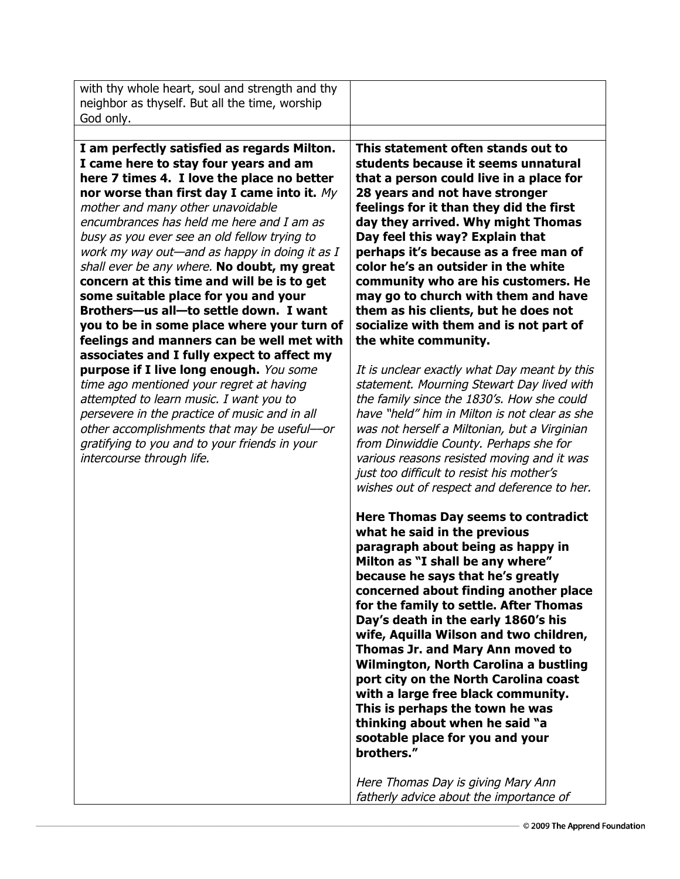| | |
|---|---|
| with thy whole heart, soul and strength and thy neighbor as thyself. But all the time, worship God only. | |
| | |
| **I am perfectly satisfied as regards Milton. I came here to stay four years and am here 7 times 4. I love the place no better nor worse than first day I came into it.** *My mother and many other unavoidable encumbrances has held me here and I am as busy as you ever see an old fellow trying to work my way out—and as happy in doing it as I shall ever be any where.* **No doubt, my great concern at this time and will be is to get some suitable place for you and your Brothers—us all—to settle down. I want you to be in some place where your turn of feelings and manners can be well met with associates and I fully expect to affect my purpose if I live long enough.** *You some time ago mentioned your regret at having attempted to learn music. I want you to persevere in the practice of music and in all other accomplishments that may be useful—or gratifying to you and to your friends in your intercourse through life.* | **This statement often stands out to students because it seems unnatural that a person could live in a place for 28 years and not have stronger feelings for it than they did the first day they arrived. Why might Thomas Day feel this way? Explain that perhaps it's because as a free man of color he's an outsider in the white community who are his customers. He may go to church with them and have them as his clients, but he does not socialize with them and is not part of the white community.**<br><br>*It is unclear exactly what Day meant by this statement. Mourning Stewart Day lived with the family since the 1830's. How she could have "held" him in Milton is not clear as she was not herself a Miltonian, but a Virginian from Dinwiddie County. Perhaps she for various reasons resisted moving and it was just too difficult to resist his mother's wishes out of respect and deference to her.*<br><br>**Here Thomas Day seems to contradict what he said in the previous paragraph about being as happy in Milton as "I shall be any where" because he says that he's greatly concerned about finding another place for the family to settle. After Thomas Day's death in the early 1860's his wife, Aquilla Wilson and two children, Thomas Jr. and Mary Ann moved to Wilmington, North Carolina a bustling port city on the North Carolina coast with a large free black community. This is perhaps the town he was thinking about when he said "a sootable place for you and your brothers."**<br><br>*Here Thomas Day is giving Mary Ann fatherly advice about the importance of* |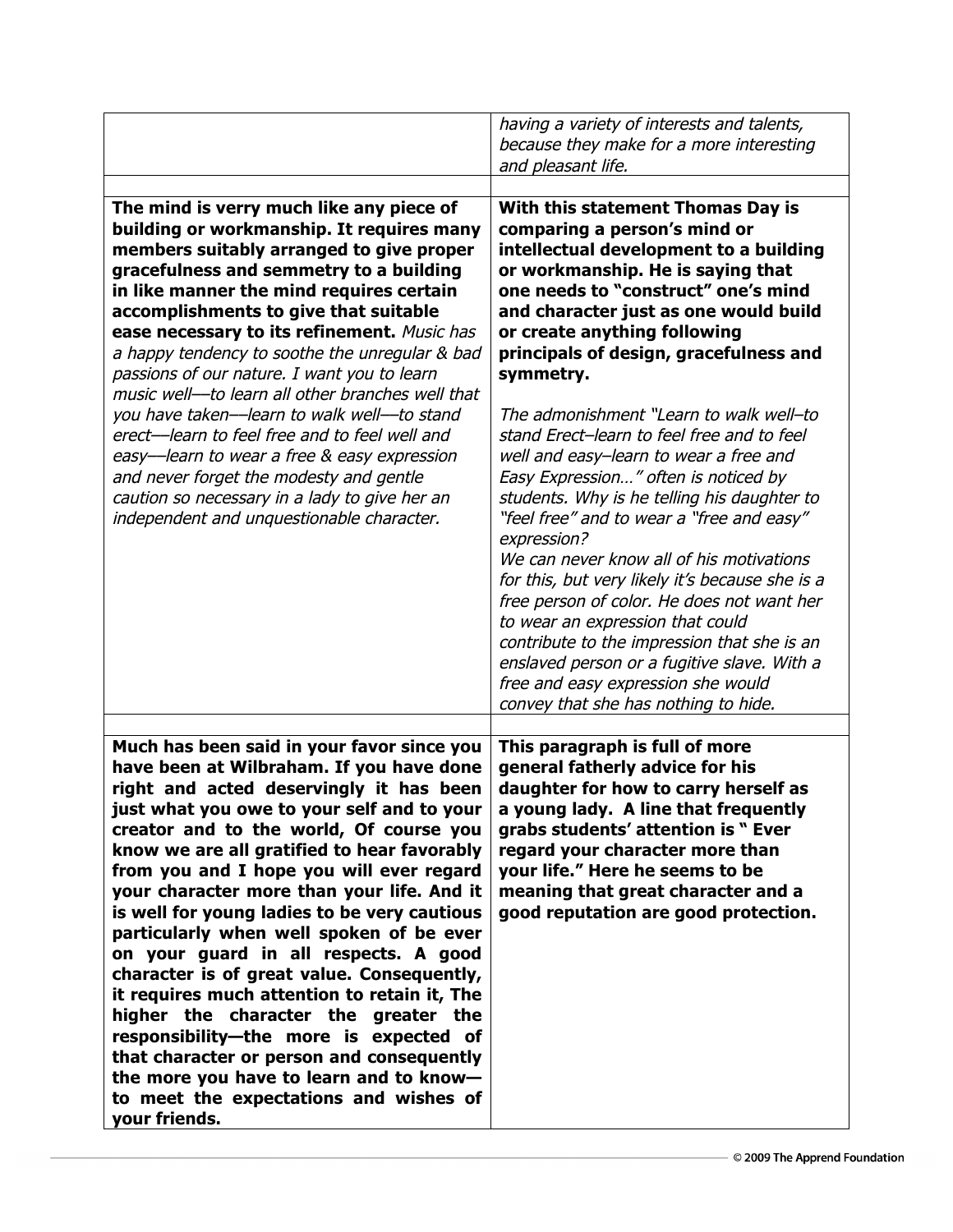| | |
|---|---|
| | *having a variety of interests and talents, because they make for a more interesting and pleasant life.* |
| | |
| **The mind is verry much like any piece of building or workmanship. It requires many members suitably arranged to give proper gracefulness and semmetry to a building in like manner the mind requires certain accomplishments to give that suitable ease necessary to its refinement.** *Music has a happy tendency to soothe the unregular & bad passions of our nature. I want you to learn music well—to learn all other branches well that you have taken—learn to walk well—to stand erect—learn to feel free and to feel well and easy—learn to wear a free & easy expression and never forget the modesty and gentle caution so necessary in a lady to give her an independent and unquestionable character.* | **With this statement Thomas Day is comparing a person's mind or intellectual development to a building or workmanship. He is saying that one needs to "construct" one's mind and character just as one would build or create anything following principals of design, gracefulness and symmetry.**<br><br>*The admonishment "Learn to walk well–to stand Erect–learn to feel free and to feel well and easy–learn to wear a free and Easy Expression…" often is noticed by students. Why is he telling his daughter to "feel free" and to wear a "free and easy" expression?*<br>*We can never know all of his motivations for this, but very likely it's because she is a free person of color. He does not want her to wear an expression that could contribute to the impression that she is an enslaved person or a fugitive slave. With a free and easy expression she would convey that she has nothing to hide.* |
| | |
| **Much has been said in your favor since you have been at Wilbraham. If you have done right and acted deservingly it has been just what you owe to your self and to your creator and to the world, Of course you know we are all gratified to hear favorably from you and I hope you will ever regard your character more than your life. And it is well for young ladies to be very cautious particularly when well spoken of be ever on your guard in all respects. A good character is of great value. Consequently, it requires much attention to retain it, The higher the character the greater the responsibility—the more is expected of that character or person and consequently the more you have to learn and to know—to meet the expectations and wishes of your friends.** | **This paragraph is full of more general fatherly advice for his daughter for how to carry herself as a young lady. A line that frequently grabs students' attention is " Ever regard your character more than your life." Here he seems to be meaning that great character and a good reputation are good protection.** |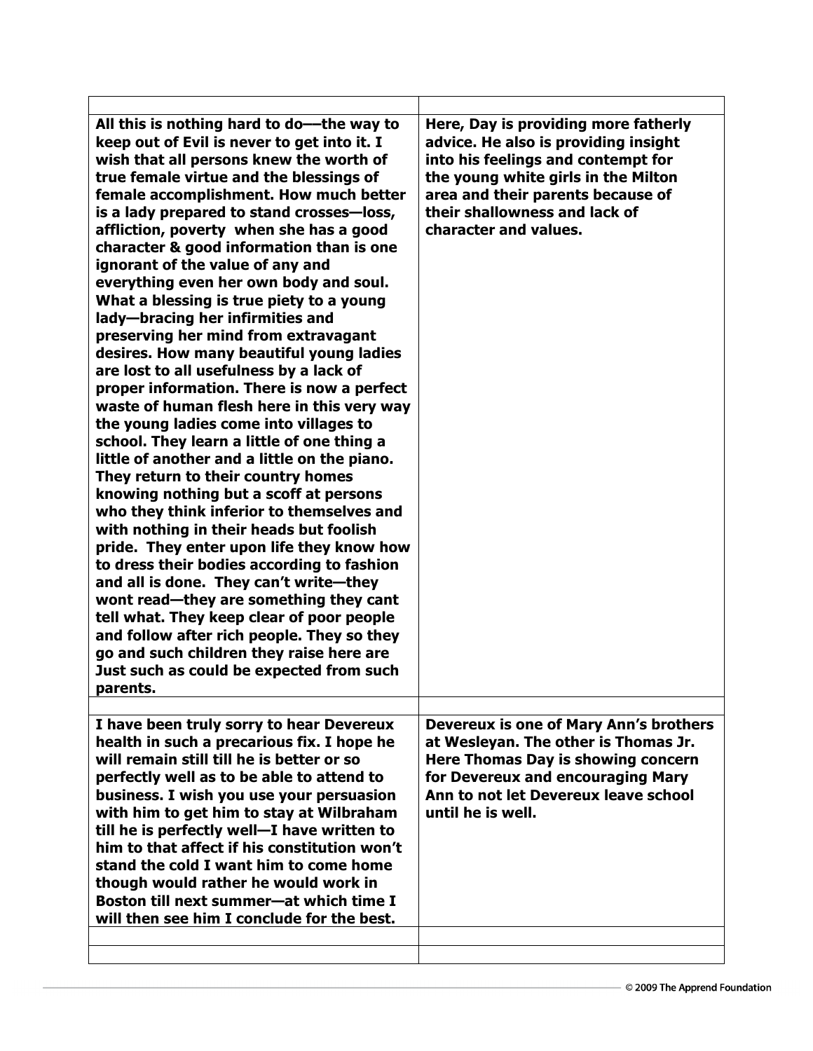| | |
|---|---|
| **All this is nothing hard to do—-the way to keep out of Evil is never to get into it. I wish that all persons knew the worth of true female virtue and the blessings of female accomplishment. How much better is a lady prepared to stand crosses—loss, affliction, poverty when she has a good character & good information than is one ignorant of the value of any and everything even her own body and soul. What a blessing is true piety to a young lady—bracing her infirmities and preserving her mind from extravagant desires. How many beautiful young ladies are lost to all usefulness by a lack of proper information. There is now a perfect waste of human flesh here in this very way the young ladies come into villages to school. They learn a little of one thing a little of another and a little on the piano. They return to their country homes knowing nothing but a scoff at persons who they think inferior to themselves and with nothing in their heads but foolish pride. They enter upon life they know how to dress their bodies according to fashion and all is done. They can't write—they wont read—they are something they cant tell what. They keep clear of poor people and follow after rich people. They so they go and such children they raise here are Just such as could be expected from such parents.** | **Here, Day is providing more fatherly advice. He also is providing insight into his feelings and contempt for the young white girls in the Milton area and their parents because of their shallowness and lack of character and values.** |
| | |
| **I have been truly sorry to hear Devereux health in such a precarious fix. I hope he will remain still till he is better or so perfectly well as to be able to attend to business. I wish you use your persuasion with him to get him to stay at Wilbraham till he is perfectly well—I have written to him to that affect if his constitution won't stand the cold I want him to come home though would rather he would work in Boston till next summer—at which time I will then see him I conclude for the best.** | **Devereux is one of Mary Ann's brothers at Wesleyan. The other is Thomas Jr. Here Thomas Day is showing concern for Devereux and encouraging Mary Ann to not let Devereux leave school until he is well.** |
| | |
| | |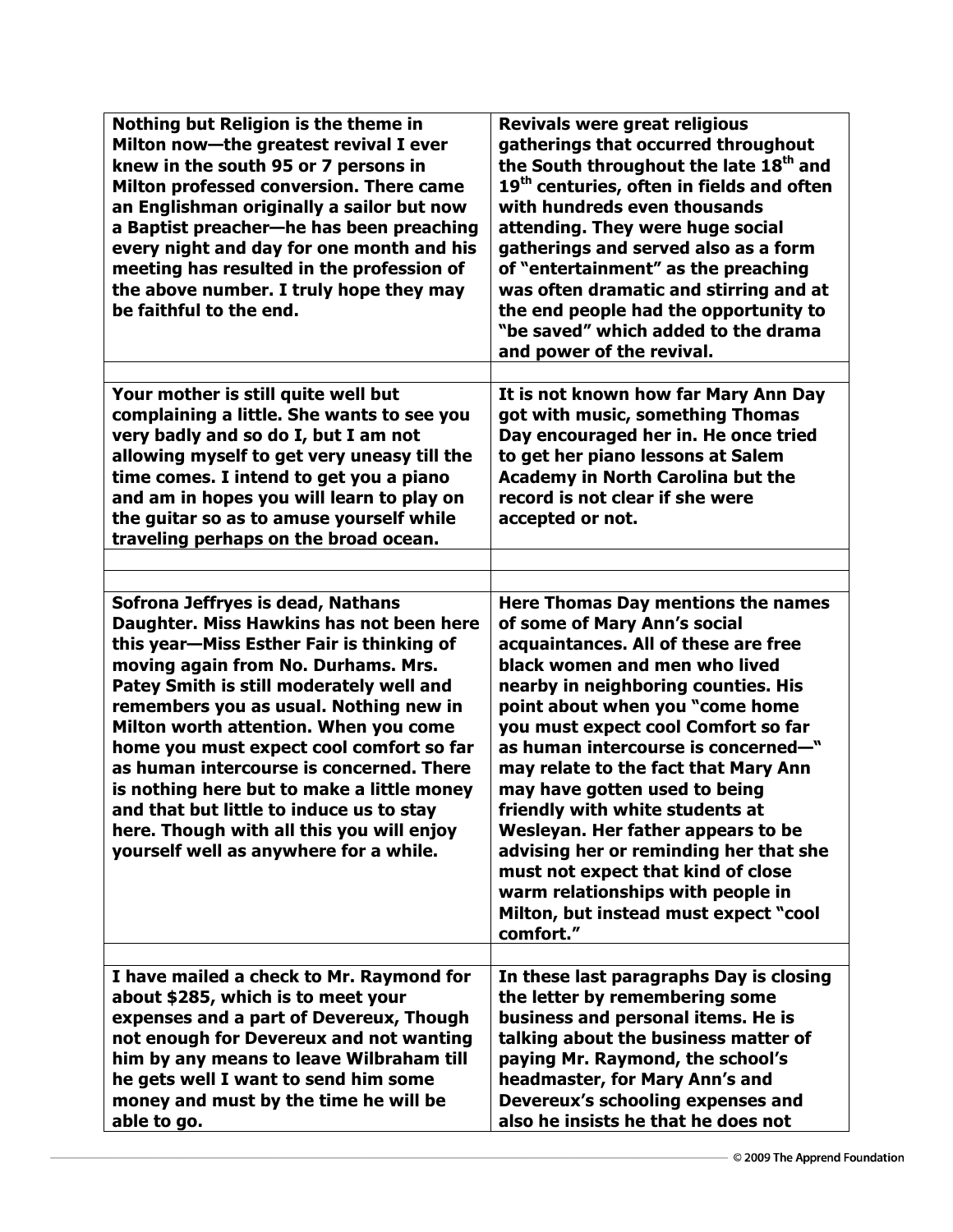| | |
|---|---|
| **Nothing but Religion is the theme in Milton now—the greatest revival I ever knew in the south 95 or 7 persons in Milton professed conversion. There came an Englishman originally a sailor but now a Baptist preacher—he has been preaching every night and day for one month and his meeting has resulted in the profession of the above number. I truly hope they may be faithful to the end.** | **Revivals were great religious gatherings that occurred throughout the South throughout the late 18th and 19th centuries, often in fields and often with hundreds even thousands attending. They were huge social gatherings and served also as a form of "entertainment" as the preaching was often dramatic and stirring and at the end people had the opportunity to "be saved" which added to the drama and power of the revival.** |
| | |
| **Your mother is still quite well but complaining a little. She wants to see you very badly and so do I, but I am not allowing myself to get very uneasy till the time comes. I intend to get you a piano and am in hopes you will learn to play on the guitar so as to amuse yourself while traveling perhaps on the broad ocean.** | **It is not known how far Mary Ann Day got with music, something Thomas Day encouraged her in. He once tried to get her piano lessons at Salem Academy in North Carolina but the record is not clear if she were accepted or not.** |
| | |
| | |
| **Sofrona Jeffryes is dead, Nathans Daughter. Miss Hawkins has not been here this year—Miss Esther Fair is thinking of moving again from No. Durhams. Mrs. Patey Smith is still moderately well and remembers you as usual. Nothing new in Milton worth attention. When you come home you must expect cool comfort so far as human intercourse is concerned. There is nothing here but to make a little money and that but little to induce us to stay here. Though with all this you will enjoy yourself well as anywhere for a while.** | **Here Thomas Day mentions the names of some of Mary Ann's social acquaintances. All of these are free black women and men who lived nearby in neighboring counties. His point about when you "come home you must expect cool Comfort so far as human intercourse is concerned—" may relate to the fact that Mary Ann may have gotten used to being friendly with white students at Wesleyan. Her father appears to be advising her or reminding her that she must not expect that kind of close warm relationships with people in Milton, but instead must expect "cool comfort."** |
| | |
| **I have mailed a check to Mr. Raymond for about $285, which is to meet your expenses and a part of Devereux, Though not enough for Devereux and not wanting him by any means to leave Wilbraham till he gets well I want to send him some money and must by the time he will be able to go.** | **In these last paragraphs Day is closing the letter by remembering some business and personal items. He is talking about the business matter of paying Mr. Raymond, the school's headmaster, for Mary Ann's and Devereux's schooling expenses and also he insists he that he does not** |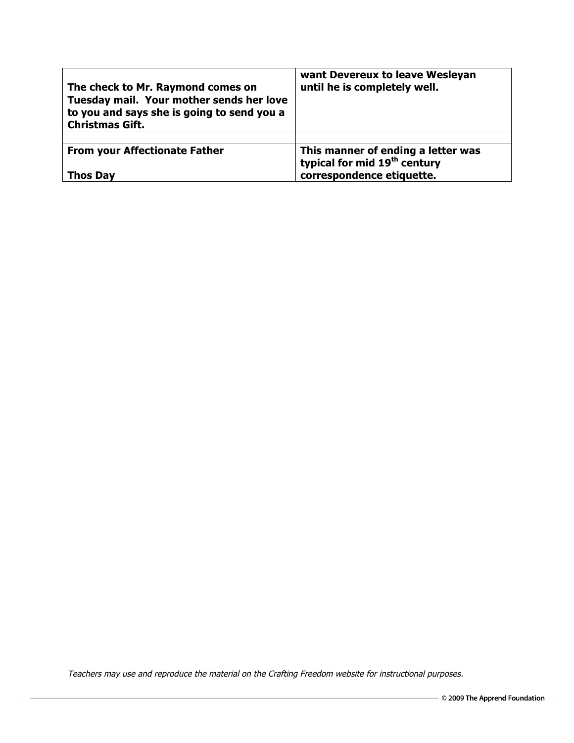| | |
|---|---|
| **The check to Mr. Raymond comes on Tuesday mail. Your mother sends her love to you and says she is going to send you a Christmas Gift.** | **want Devereux to leave Wesleyan until he is completely well.** |
| | |
| **From your Affectionate Father**<br><br>**Thos Day** | **This manner of ending a letter was typical for mid 19th century correspondence etiquette.** |

*Teachers may use and reproduce the material on the Crafting Freedom website for instructional purposes.*

© 2009 The Apprend Foundation